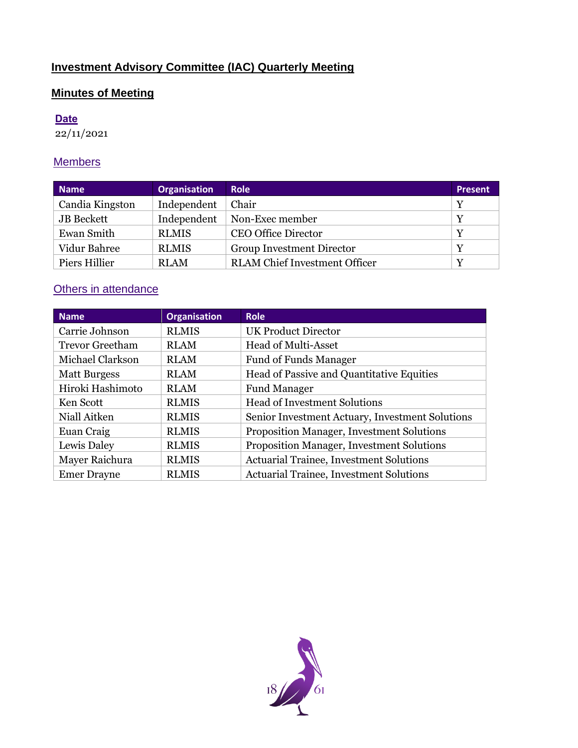# Investment Advisory Committee (IAC) Quarterly Meeting

## Minutes of Meeting

### Date

22/11/2021

### Members

| Name | Organisation | Role | Present |
|---|---|---|---|
| Candia Kingston | Independent | Chair | Y |
| JB Beckett | Independent | Non-Exec member | Y |
| Ewan Smith | RLMIS | CEO Office Director | Y |
| Vidur Bahree | RLMIS | Group Investment Director | Y |
| Piers Hillier | RLAM | RLAM Chief Investment Officer | Y |

### Others in attendance

| Name | Organisation | Role |
|---|---|---|
| Carrie Johnson | RLMIS | UK Product Director |
| Trevor Greetham | RLAM | Head of Multi-Asset |
| Michael Clarkson | RLAM | Fund of Funds Manager |
| Matt Burgess | RLAM | Head of Passive and Quantitative Equities |
| Hiroki Hashimoto | RLAM | Fund Manager |
| Ken Scott | RLMIS | Head of Investment Solutions |
| Niall Aitken | RLMIS | Senior Investment Actuary, Investment Solutions |
| Euan Craig | RLMIS | Proposition Manager, Investment Solutions |
| Lewis Daley | RLMIS | Proposition Manager, Investment Solutions |
| Mayer Raichura | RLMIS | Actuarial Trainee, Investment Solutions |
| Emer Drayne | RLMIS | Actuarial Trainee, Investment Solutions |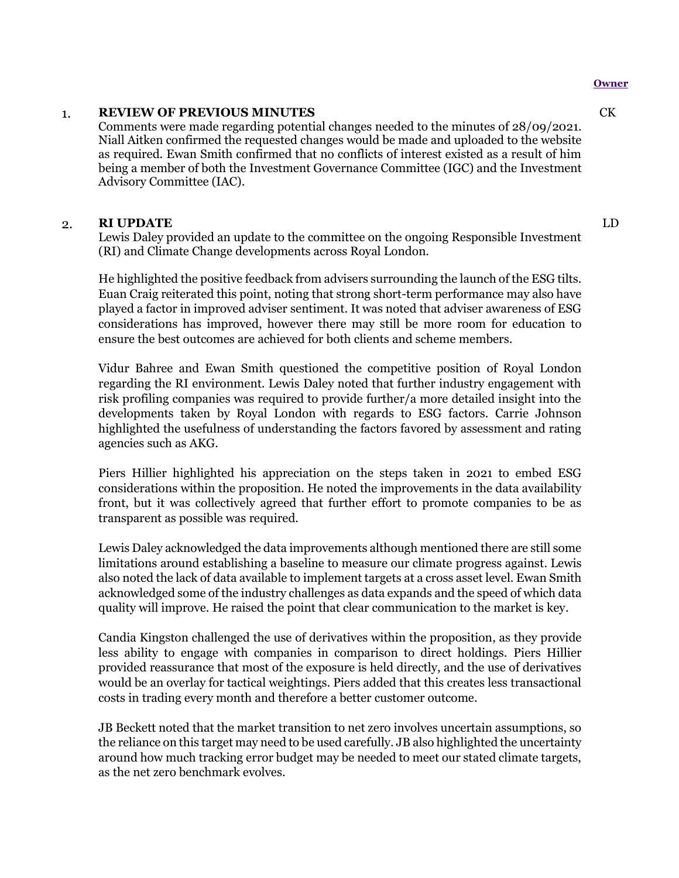**Owner**

1. **REVIEW OF PREVIOUS MINUTES** CK

Comments were made regarding potential changes needed to the minutes of 28/09/2021. Niall Aitken confirmed the requested changes would be made and uploaded to the website as required. Ewan Smith confirmed that no conflicts of interest existed as a result of him being a member of both the Investment Governance Committee (IGC) and the Investment Advisory Committee (IAC).

2. **RI UPDATE** LD

Lewis Daley provided an update to the committee on the ongoing Responsible Investment (RI) and Climate Change developments across Royal London.

He highlighted the positive feedback from advisers surrounding the launch of the ESG tilts. Euan Craig reiterated this point, noting that strong short-term performance may also have played a factor in improved adviser sentiment. It was noted that adviser awareness of ESG considerations has improved, however there may still be more room for education to ensure the best outcomes are achieved for both clients and scheme members.

Vidur Bahree and Ewan Smith questioned the competitive position of Royal London regarding the RI environment. Lewis Daley noted that further industry engagement with risk profiling companies was required to provide further/a more detailed insight into the developments taken by Royal London with regards to ESG factors. Carrie Johnson highlighted the usefulness of understanding the factors favored by assessment and rating agencies such as AKG.

Piers Hillier highlighted his appreciation on the steps taken in 2021 to embed ESG considerations within the proposition. He noted the improvements in the data availability front, but it was collectively agreed that further effort to promote companies to be as transparent as possible was required.

Lewis Daley acknowledged the data improvements although mentioned there are still some limitations around establishing a baseline to measure our climate progress against. Lewis also noted the lack of data available to implement targets at a cross asset level. Ewan Smith acknowledged some of the industry challenges as data expands and the speed of which data quality will improve. He raised the point that clear communication to the market is key.

Candia Kingston challenged the use of derivatives within the proposition, as they provide less ability to engage with companies in comparison to direct holdings. Piers Hillier provided reassurance that most of the exposure is held directly, and the use of derivatives would be an overlay for tactical weightings. Piers added that this creates less transactional costs in trading every month and therefore a better customer outcome.

JB Beckett noted that the market transition to net zero involves uncertain assumptions, so the reliance on this target may need to be used carefully. JB also highlighted the uncertainty around how much tracking error budget may be needed to meet our stated climate targets, as the net zero benchmark evolves.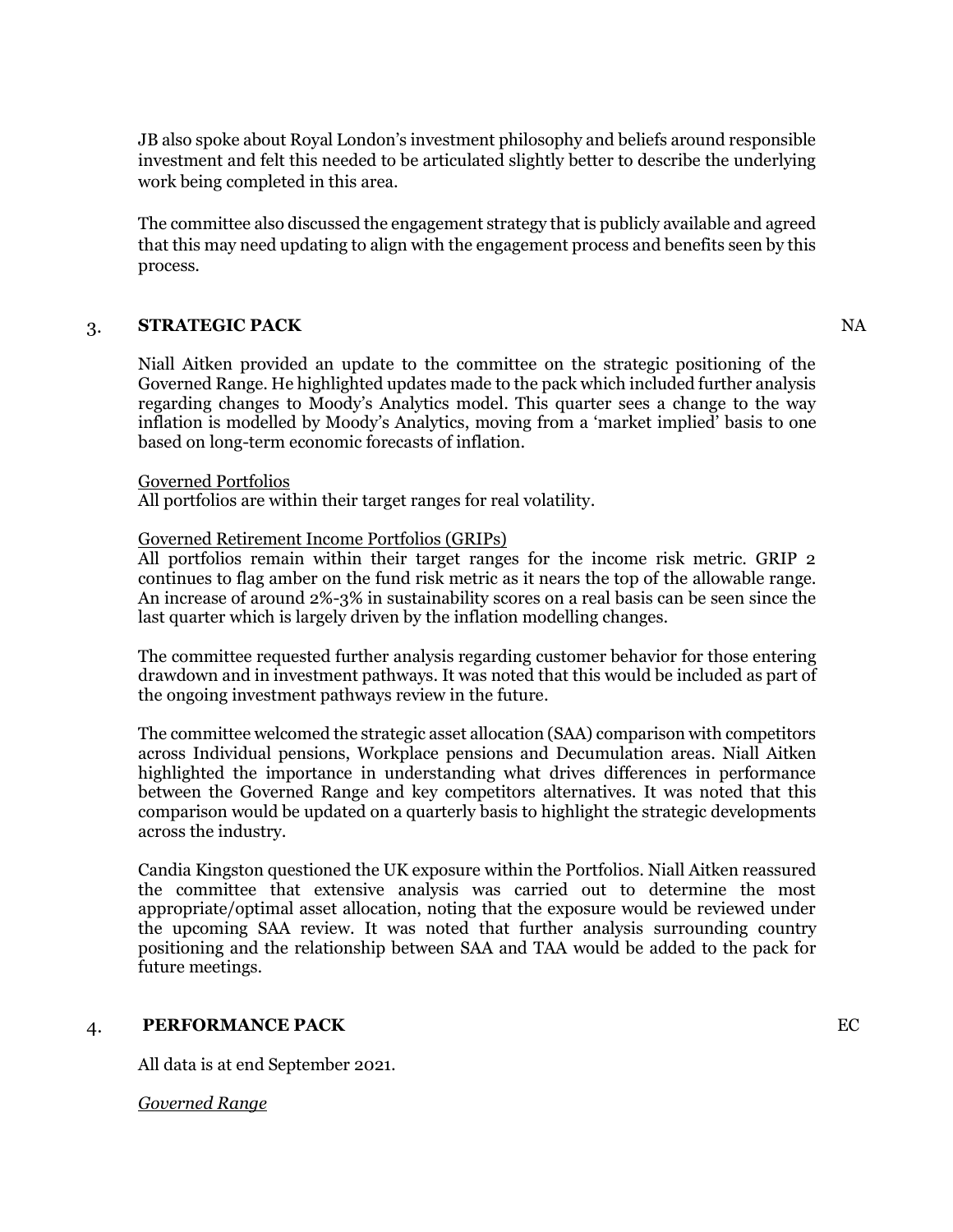JB also spoke about Royal London's investment philosophy and beliefs around responsible investment and felt this needed to be articulated slightly better to describe the underlying work being completed in this area.

The committee also discussed the engagement strategy that is publicly available and agreed that this may need updating to align with the engagement process and benefits seen by this process.

## 3. STRATEGIC PACK — NA

Niall Aitken provided an update to the committee on the strategic positioning of the Governed Range. He highlighted updates made to the pack which included further analysis regarding changes to Moody's Analytics model. This quarter sees a change to the way inflation is modelled by Moody's Analytics, moving from a 'market implied' basis to one based on long-term economic forecasts of inflation.

<u>Governed Portfolios</u>
All portfolios are within their target ranges for real volatility.

<u>Governed Retirement Income Portfolios (GRIPs)</u>
All portfolios remain within their target ranges for the income risk metric. GRIP 2 continues to flag amber on the fund risk metric as it nears the top of the allowable range. An increase of around 2%-3% in sustainability scores on a real basis can be seen since the last quarter which is largely driven by the inflation modelling changes.

The committee requested further analysis regarding customer behavior for those entering drawdown and in investment pathways. It was noted that this would be included as part of the ongoing investment pathways review in the future.

The committee welcomed the strategic asset allocation (SAA) comparison with competitors across Individual pensions, Workplace pensions and Decumulation areas. Niall Aitken highlighted the importance in understanding what drives differences in performance between the Governed Range and key competitors alternatives. It was noted that this comparison would be updated on a quarterly basis to highlight the strategic developments across the industry.

Candia Kingston questioned the UK exposure within the Portfolios. Niall Aitken reassured the committee that extensive analysis was carried out to determine the most appropriate/optimal asset allocation, noting that the exposure would be reviewed under the upcoming SAA review. It was noted that further analysis surrounding country positioning and the relationship between SAA and TAA would be added to the pack for future meetings.

## 4. PERFORMANCE PACK — EC

All data is at end September 2021.

*<u>Governed Range</u>*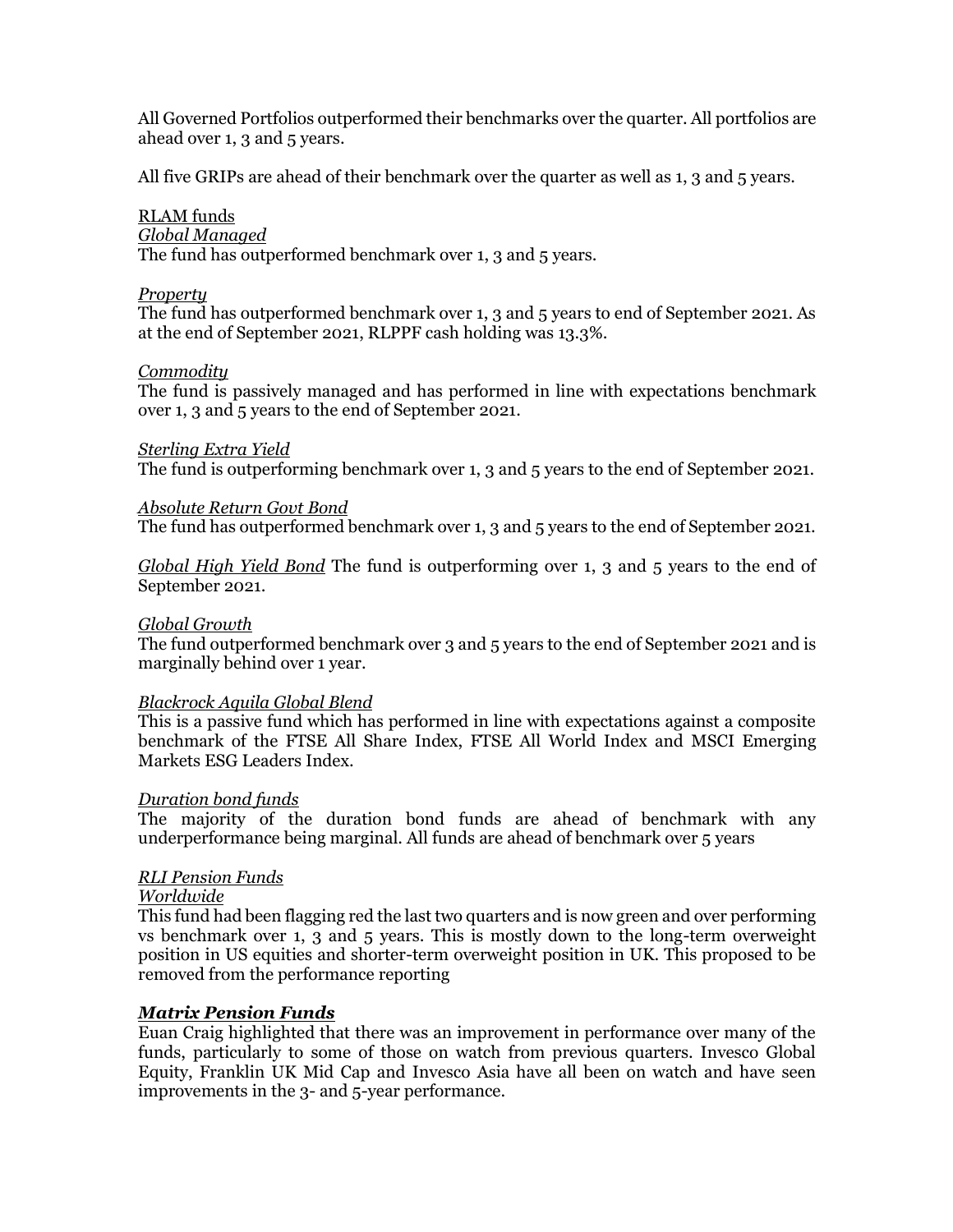All Governed Portfolios outperformed their benchmarks over the quarter. All portfolios are ahead over 1, 3 and 5 years.

All five GRIPs are ahead of their benchmark over the quarter as well as 1, 3 and 5 years.

<u>RLAM funds</u>

*<u>Global Managed</u>*

The fund has outperformed benchmark over 1, 3 and 5 years.

*<u>Property</u>*

The fund has outperformed benchmark over 1, 3 and 5 years to end of September 2021. As at the end of September 2021, RLPPF cash holding was 13.3%.

*<u>Commodity</u>*

The fund is passively managed and has performed in line with expectations benchmark over 1, 3 and 5 years to the end of September 2021.

*<u>Sterling Extra Yield</u>*

The fund is outperforming benchmark over 1, 3 and 5 years to the end of September 2021.

*<u>Absolute Return Govt Bond</u>*

The fund has outperformed benchmark over 1, 3 and 5 years to the end of September 2021.

*<u>Global High Yield Bond</u>* The fund is outperforming over 1, 3 and 5 years to the end of September 2021.

*<u>Global Growth</u>*

The fund outperformed benchmark over 3 and 5 years to the end of September 2021 and is marginally behind over 1 year.

*<u>Blackrock Aquila Global Blend</u>*

This is a passive fund which has performed in line with expectations against a composite benchmark of the FTSE All Share Index, FTSE All World Index and MSCI Emerging Markets ESG Leaders Index.

*<u>Duration bond funds</u>*

The majority of the duration bond funds are ahead of benchmark with any underperformance being marginal. All funds are ahead of benchmark over 5 years

*<u>RLI Pension Funds</u>*

*<u>Worldwide</u>*

This fund had been flagging red the last two quarters and is now green and over performing vs benchmark over 1, 3 and 5 years. This is mostly down to the long-term overweight position in US equities and shorter-term overweight position in UK. This proposed to be removed from the performance reporting

***<u>Matrix Pension Funds</u>***

Euan Craig highlighted that there was an improvement in performance over many of the funds, particularly to some of those on watch from previous quarters. Invesco Global Equity, Franklin UK Mid Cap and Invesco Asia have all been on watch and have seen improvements in the 3- and 5-year performance.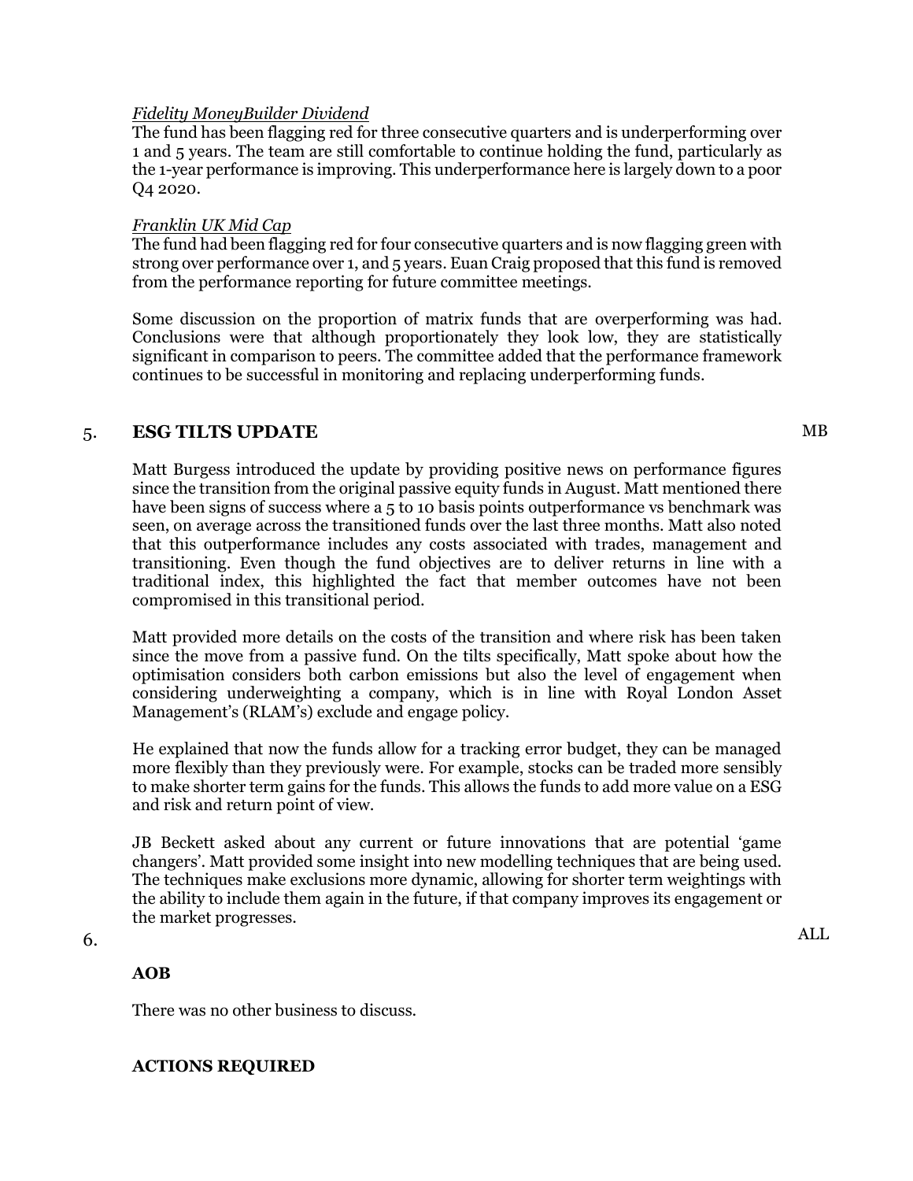*Fidelity MoneyBuilder Dividend*

The fund has been flagging red for three consecutive quarters and is underperforming over 1 and 5 years. The team are still comfortable to continue holding the fund, particularly as the 1-year performance is improving. This underperformance here is largely down to a poor Q4 2020.

*Franklin UK Mid Cap*

The fund had been flagging red for four consecutive quarters and is now flagging green with strong over performance over 1, and 5 years. Euan Craig proposed that this fund is removed from the performance reporting for future committee meetings.

Some discussion on the proportion of matrix funds that are overperforming was had. Conclusions were that although proportionately they look low, they are statistically significant in comparison to peers. The committee added that the performance framework continues to be successful in monitoring and replacing underperforming funds.

## 5. ESG TILTS UPDATE — MB

Matt Burgess introduced the update by providing positive news on performance figures since the transition from the original passive equity funds in August. Matt mentioned there have been signs of success where a 5 to 10 basis points outperformance vs benchmark was seen, on average across the transitioned funds over the last three months. Matt also noted that this outperformance includes any costs associated with trades, management and transitioning. Even though the fund objectives are to deliver returns in line with a traditional index, this highlighted the fact that member outcomes have not been compromised in this transitional period.

Matt provided more details on the costs of the transition and where risk has been taken since the move from a passive fund. On the tilts specifically, Matt spoke about how the optimisation considers both carbon emissions but also the level of engagement when considering underweighting a company, which is in line with Royal London Asset Management's (RLAM's) exclude and engage policy.

He explained that now the funds allow for a tracking error budget, they can be managed more flexibly than they previously were. For example, stocks can be traded more sensibly to make shorter term gains for the funds. This allows the funds to add more value on a ESG and risk and return point of view.

JB Beckett asked about any current or future innovations that are potential 'game changers'. Matt provided some insight into new modelling techniques that are being used. The techniques make exclusions more dynamic, allowing for shorter term weightings with the ability to include them again in the future, if that company improves its engagement or the market progresses.

## 6. AOB — ALL

There was no other business to discuss.

**ACTIONS REQUIRED**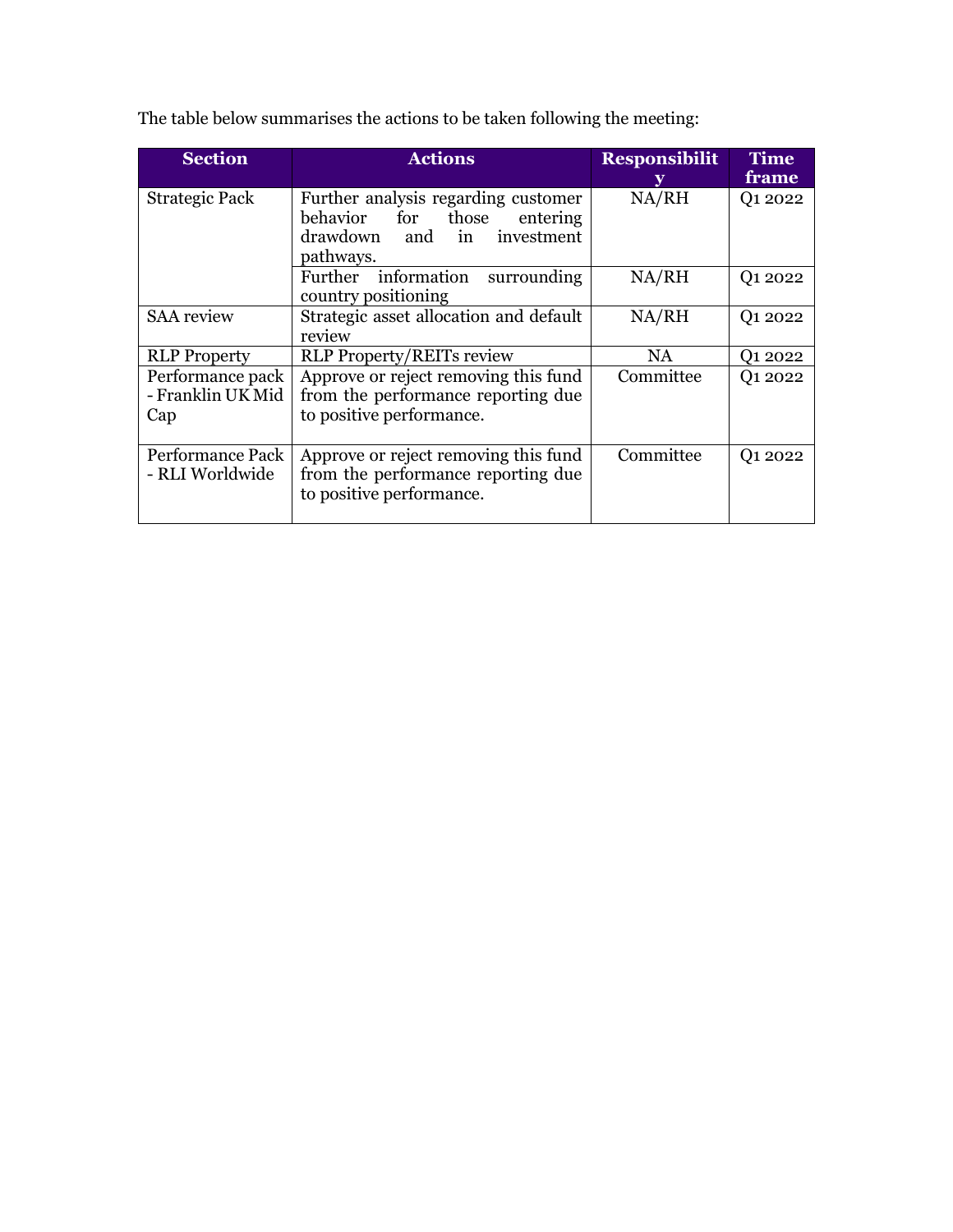The table below summarises the actions to be taken following the meeting:

| Section | Actions | Responsibility | Time frame |
|---|---|---|---|
| Strategic Pack | Further analysis regarding customer behavior for those entering drawdown and in investment pathways. | NA/RH | Q1 2022 |
| | Further information surrounding country positioning | NA/RH | Q1 2022 |
| SAA review | Strategic asset allocation and default review | NA/RH | Q1 2022 |
| RLP Property | RLP Property/REITs review | NA | Q1 2022 |
| Performance pack - Franklin UK Mid Cap | Approve or reject removing this fund from the performance reporting due to positive performance. | Committee | Q1 2022 |
| Performance Pack - RLI Worldwide | Approve or reject removing this fund from the performance reporting due to positive performance. | Committee | Q1 2022 |